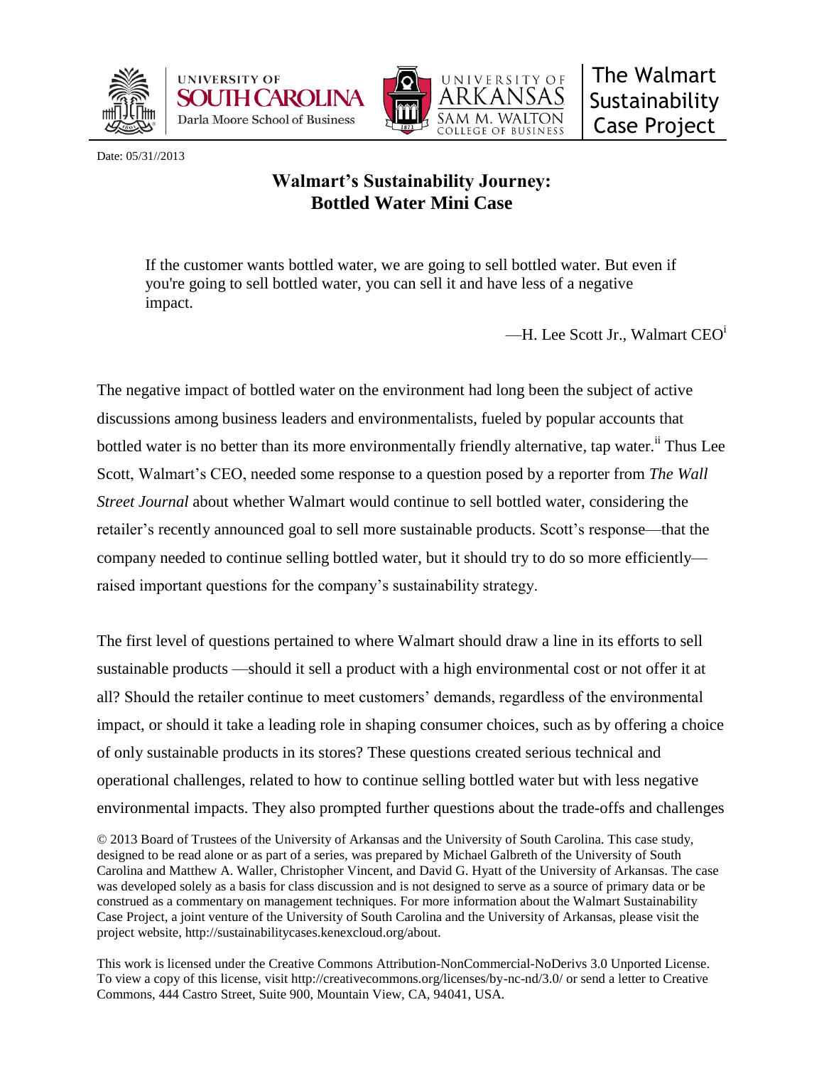The Walmart Sustainability Case Project

Date: 05/31//2013

# Walmart's Sustainability Journey: Bottled Water Mini Case

> If the customer wants bottled water, we are going to sell bottled water. But even if you're going to sell bottled water, you can sell it and have less of a negative impact.
>
> —H. Lee Scott Jr., Walmart CEO[i]

The negative impact of bottled water on the environment had long been the subject of active discussions among business leaders and environmentalists, fueled by popular accounts that bottled water is no better than its more environmentally friendly alternative, tap water.[ii] Thus Lee Scott, Walmart's CEO, needed some response to a question posed by a reporter from *The Wall Street Journal* about whether Walmart would continue to sell bottled water, considering the retailer's recently announced goal to sell more sustainable products. Scott's response—that the company needed to continue selling bottled water, but it should try to do so more efficiently—raised important questions for the company's sustainability strategy.

The first level of questions pertained to where Walmart should draw a line in its efforts to sell sustainable products —should it sell a product with a high environmental cost or not offer it at all? Should the retailer continue to meet customers' demands, regardless of the environmental impact, or should it take a leading role in shaping consumer choices, such as by offering a choice of only sustainable products in its stores? These questions created serious technical and operational challenges, related to how to continue selling bottled water but with less negative environmental impacts. They also prompted further questions about the trade-offs and challenges

© 2013 Board of Trustees of the University of Arkansas and the University of South Carolina. This case study, designed to be read alone or as part of a series, was prepared by Michael Galbreth of the University of South Carolina and Matthew A. Waller, Christopher Vincent, and David G. Hyatt of the University of Arkansas. The case was developed solely as a basis for class discussion and is not designed to serve as a source of primary data or be construed as a commentary on management techniques. For more information about the Walmart Sustainability Case Project, a joint venture of the University of South Carolina and the University of Arkansas, please visit the project website, http://sustainabilitycases.kenexcloud.org/about.

This work is licensed under the Creative Commons Attribution-NonCommercial-NoDerivs 3.0 Unported License. To view a copy of this license, visit http://creativecommons.org/licenses/by-nc-nd/3.0/ or send a letter to Creative Commons, 444 Castro Street, Suite 900, Mountain View, CA, 94041, USA.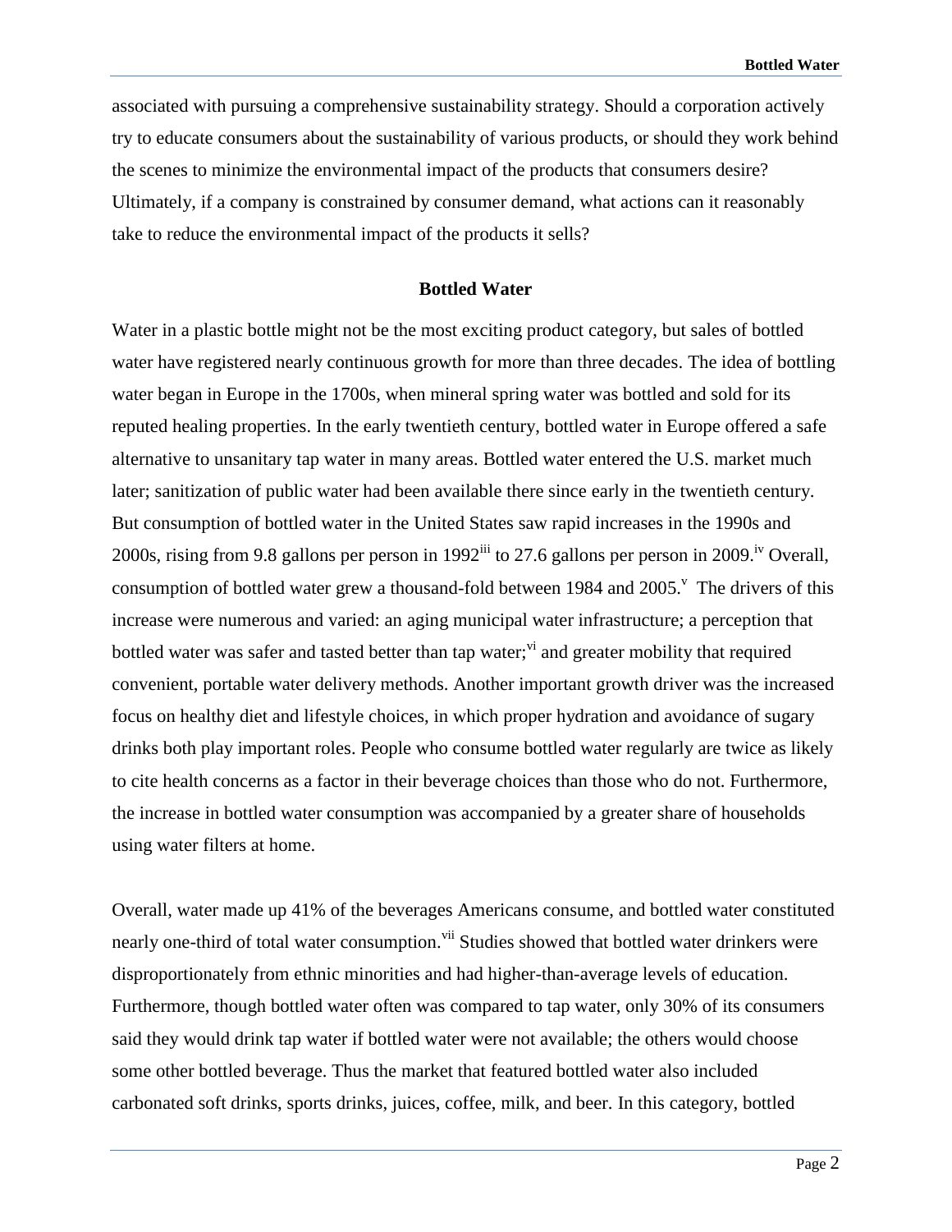associated with pursuing a comprehensive sustainability strategy. Should a corporation actively try to educate consumers about the sustainability of various products, or should they work behind the scenes to minimize the environmental impact of the products that consumers desire? Ultimately, if a company is constrained by consumer demand, what actions can it reasonably take to reduce the environmental impact of the products it sells?

## Bottled Water

Water in a plastic bottle might not be the most exciting product category, but sales of bottled water have registered nearly continuous growth for more than three decades. The idea of bottling water began in Europe in the 1700s, when mineral spring water was bottled and sold for its reputed healing properties. In the early twentieth century, bottled water in Europe offered a safe alternative to unsanitary tap water in many areas. Bottled water entered the U.S. market much later; sanitization of public water had been available there since early in the twentieth century. But consumption of bottled water in the United States saw rapid increases in the 1990s and 2000s, rising from 9.8 gallons per person in 1992[iii] to 27.6 gallons per person in 2009.[iv] Overall, consumption of bottled water grew a thousand-fold between 1984 and 2005.[v] The drivers of this increase were numerous and varied: an aging municipal water infrastructure; a perception that bottled water was safer and tasted better than tap water;[vi] and greater mobility that required convenient, portable water delivery methods. Another important growth driver was the increased focus on healthy diet and lifestyle choices, in which proper hydration and avoidance of sugary drinks both play important roles. People who consume bottled water regularly are twice as likely to cite health concerns as a factor in their beverage choices than those who do not. Furthermore, the increase in bottled water consumption was accompanied by a greater share of households using water filters at home.

Overall, water made up 41% of the beverages Americans consume, and bottled water constituted nearly one-third of total water consumption.[vii] Studies showed that bottled water drinkers were disproportionately from ethnic minorities and had higher-than-average levels of education. Furthermore, though bottled water often was compared to tap water, only 30% of its consumers said they would drink tap water if bottled water were not available; the others would choose some other bottled beverage. Thus the market that featured bottled water also included carbonated soft drinks, sports drinks, juices, coffee, milk, and beer. In this category, bottled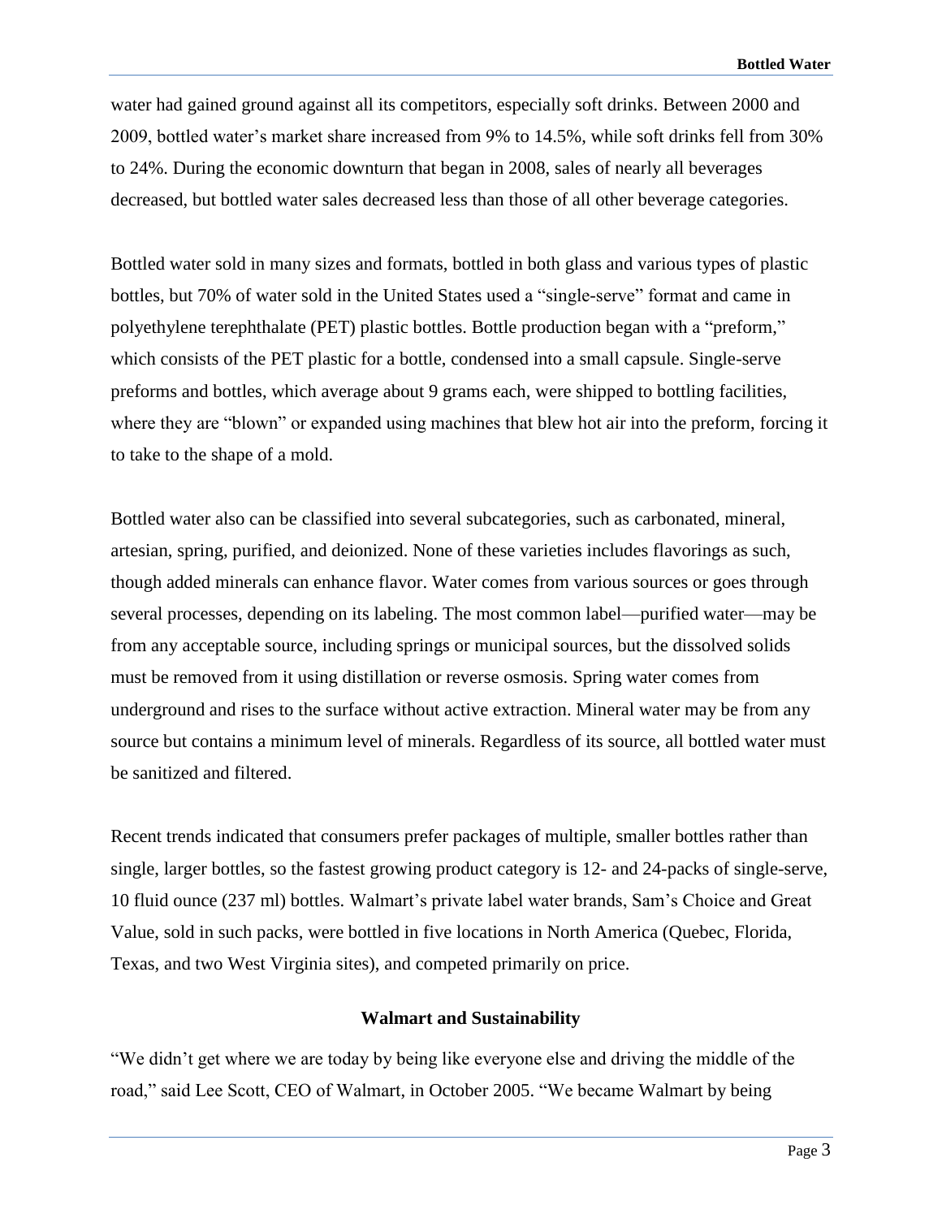water had gained ground against all its competitors, especially soft drinks. Between 2000 and 2009, bottled water's market share increased from 9% to 14.5%, while soft drinks fell from 30% to 24%. During the economic downturn that began in 2008, sales of nearly all beverages decreased, but bottled water sales decreased less than those of all other beverage categories.

Bottled water sold in many sizes and formats, bottled in both glass and various types of plastic bottles, but 70% of water sold in the United States used a "single-serve" format and came in polyethylene terephthalate (PET) plastic bottles. Bottle production began with a "preform," which consists of the PET plastic for a bottle, condensed into a small capsule. Single-serve preforms and bottles, which average about 9 grams each, were shipped to bottling facilities, where they are "blown" or expanded using machines that blew hot air into the preform, forcing it to take to the shape of a mold.

Bottled water also can be classified into several subcategories, such as carbonated, mineral, artesian, spring, purified, and deionized. None of these varieties includes flavorings as such, though added minerals can enhance flavor. Water comes from various sources or goes through several processes, depending on its labeling. The most common label—purified water—may be from any acceptable source, including springs or municipal sources, but the dissolved solids must be removed from it using distillation or reverse osmosis. Spring water comes from underground and rises to the surface without active extraction. Mineral water may be from any source but contains a minimum level of minerals. Regardless of its source, all bottled water must be sanitized and filtered.

Recent trends indicated that consumers prefer packages of multiple, smaller bottles rather than single, larger bottles, so the fastest growing product category is 12- and 24-packs of single-serve, 10 fluid ounce (237 ml) bottles. Walmart's private label water brands, Sam's Choice and Great Value, sold in such packs, were bottled in five locations in North America (Quebec, Florida, Texas, and two West Virginia sites), and competed primarily on price.

## Walmart and Sustainability

"We didn't get where we are today by being like everyone else and driving the middle of the road," said Lee Scott, CEO of Walmart, in October 2005. "We became Walmart by being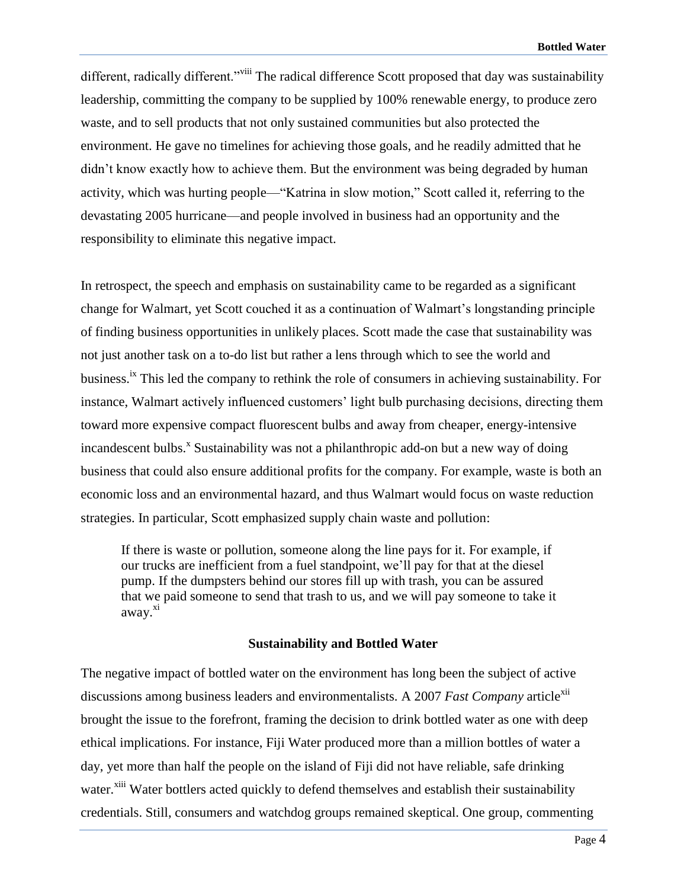different, radically different."[viii] The radical difference Scott proposed that day was sustainability leadership, committing the company to be supplied by 100% renewable energy, to produce zero waste, and to sell products that not only sustained communities but also protected the environment. He gave no timelines for achieving those goals, and he readily admitted that he didn't know exactly how to achieve them. But the environment was being degraded by human activity, which was hurting people—"Katrina in slow motion," Scott called it, referring to the devastating 2005 hurricane—and people involved in business had an opportunity and the responsibility to eliminate this negative impact.

In retrospect, the speech and emphasis on sustainability came to be regarded as a significant change for Walmart, yet Scott couched it as a continuation of Walmart's longstanding principle of finding business opportunities in unlikely places. Scott made the case that sustainability was not just another task on a to-do list but rather a lens through which to see the world and business.[ix] This led the company to rethink the role of consumers in achieving sustainability. For instance, Walmart actively influenced customers' light bulb purchasing decisions, directing them toward more expensive compact fluorescent bulbs and away from cheaper, energy-intensive incandescent bulbs.[x] Sustainability was not a philanthropic add-on but a new way of doing business that could also ensure additional profits for the company. For example, waste is both an economic loss and an environmental hazard, and thus Walmart would focus on waste reduction strategies. In particular, Scott emphasized supply chain waste and pollution:

> If there is waste or pollution, someone along the line pays for it. For example, if our trucks are inefficient from a fuel standpoint, we'll pay for that at the diesel pump. If the dumpsters behind our stores fill up with trash, you can be assured that we paid someone to send that trash to us, and we will pay someone to take it away.[xi]

### Sustainability and Bottled Water

The negative impact of bottled water on the environment has long been the subject of active discussions among business leaders and environmentalists. A 2007 *Fast Company* article[xii] brought the issue to the forefront, framing the decision to drink bottled water as one with deep ethical implications. For instance, Fiji Water produced more than a million bottles of water a day, yet more than half the people on the island of Fiji did not have reliable, safe drinking water.[xiii] Water bottlers acted quickly to defend themselves and establish their sustainability credentials. Still, consumers and watchdog groups remained skeptical. One group, commenting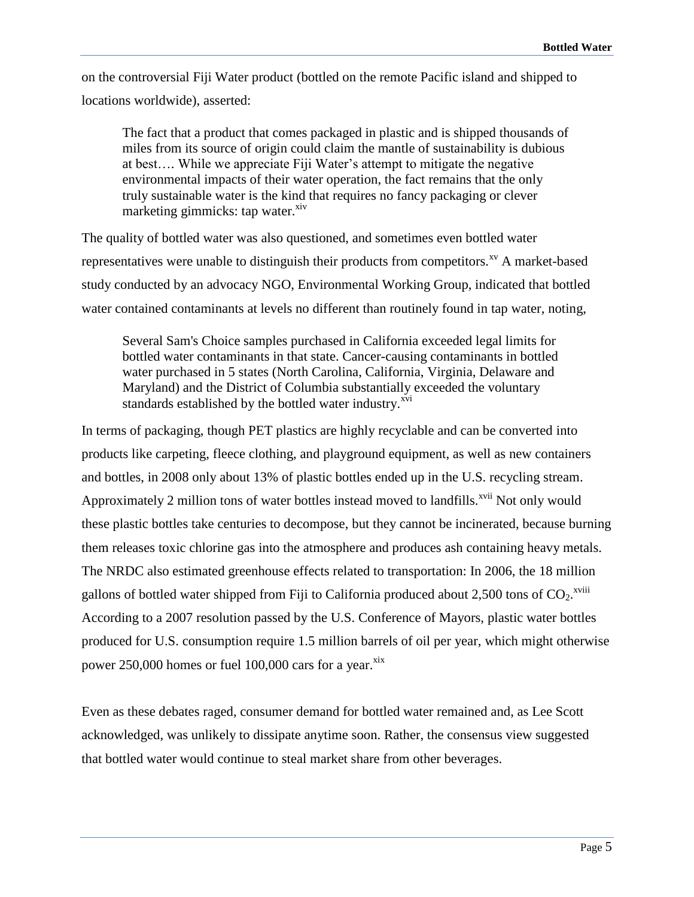on the controversial Fiji Water product (bottled on the remote Pacific island and shipped to locations worldwide), asserted:

> The fact that a product that comes packaged in plastic and is shipped thousands of miles from its source of origin could claim the mantle of sustainability is dubious at best…. While we appreciate Fiji Water's attempt to mitigate the negative environmental impacts of their water operation, the fact remains that the only truly sustainable water is the kind that requires no fancy packaging or clever marketing gimmicks: tap water.[xiv]

The quality of bottled water was also questioned, and sometimes even bottled water representatives were unable to distinguish their products from competitors.[xv] A market-based study conducted by an advocacy NGO, Environmental Working Group, indicated that bottled water contained contaminants at levels no different than routinely found in tap water, noting,

> Several Sam's Choice samples purchased in California exceeded legal limits for bottled water contaminants in that state. Cancer-causing contaminants in bottled water purchased in 5 states (North Carolina, California, Virginia, Delaware and Maryland) and the District of Columbia substantially exceeded the voluntary standards established by the bottled water industry.[xvi]

In terms of packaging, though PET plastics are highly recyclable and can be converted into products like carpeting, fleece clothing, and playground equipment, as well as new containers and bottles, in 2008 only about 13% of plastic bottles ended up in the U.S. recycling stream. Approximately 2 million tons of water bottles instead moved to landfills.[xvii] Not only would these plastic bottles take centuries to decompose, but they cannot be incinerated, because burning them releases toxic chlorine gas into the atmosphere and produces ash containing heavy metals. The NRDC also estimated greenhouse effects related to transportation: In 2006, the 18 million gallons of bottled water shipped from Fiji to California produced about 2,500 tons of $CO_2$.[xviii] According to a 2007 resolution passed by the U.S. Conference of Mayors, plastic water bottles produced for U.S. consumption require 1.5 million barrels of oil per year, which might otherwise power 250,000 homes or fuel 100,000 cars for a year.[xix]

Even as these debates raged, consumer demand for bottled water remained and, as Lee Scott acknowledged, was unlikely to dissipate anytime soon. Rather, the consensus view suggested that bottled water would continue to steal market share from other beverages.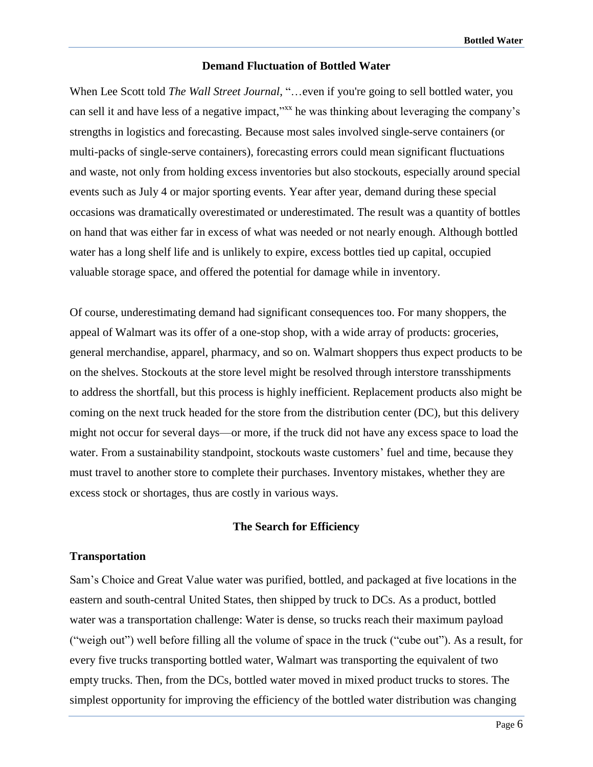## Demand Fluctuation of Bottled Water

When Lee Scott told *The Wall Street Journal*, "…even if you're going to sell bottled water, you can sell it and have less of a negative impact,"[xx] he was thinking about leveraging the company's strengths in logistics and forecasting. Because most sales involved single-serve containers (or multi-packs of single-serve containers), forecasting errors could mean significant fluctuations and waste, not only from holding excess inventories but also stockouts, especially around special events such as July 4 or major sporting events. Year after year, demand during these special occasions was dramatically overestimated or underestimated. The result was a quantity of bottles on hand that was either far in excess of what was needed or not nearly enough. Although bottled water has a long shelf life and is unlikely to expire, excess bottles tied up capital, occupied valuable storage space, and offered the potential for damage while in inventory.

Of course, underestimating demand had significant consequences too. For many shoppers, the appeal of Walmart was its offer of a one-stop shop, with a wide array of products: groceries, general merchandise, apparel, pharmacy, and so on. Walmart shoppers thus expect products to be on the shelves. Stockouts at the store level might be resolved through interstore transshipments to address the shortfall, but this process is highly inefficient. Replacement products also might be coming on the next truck headed for the store from the distribution center (DC), but this delivery might not occur for several days—or more, if the truck did not have any excess space to load the water. From a sustainability standpoint, stockouts waste customers' fuel and time, because they must travel to another store to complete their purchases. Inventory mistakes, whether they are excess stock or shortages, thus are costly in various ways.

## The Search for Efficiency

### Transportation

Sam's Choice and Great Value water was purified, bottled, and packaged at five locations in the eastern and south-central United States, then shipped by truck to DCs. As a product, bottled water was a transportation challenge: Water is dense, so trucks reach their maximum payload ("weigh out") well before filling all the volume of space in the truck ("cube out"). As a result, for every five trucks transporting bottled water, Walmart was transporting the equivalent of two empty trucks. Then, from the DCs, bottled water moved in mixed product trucks to stores. The simplest opportunity for improving the efficiency of the bottled water distribution was changing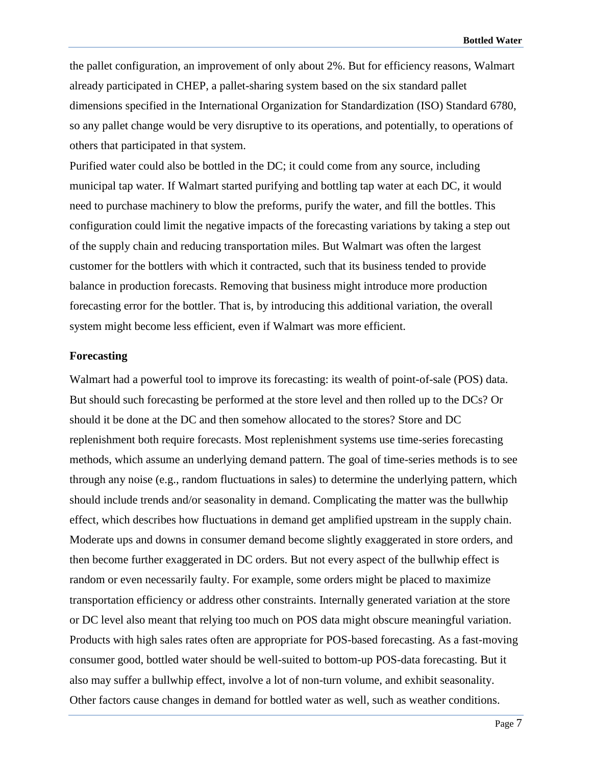the pallet configuration, an improvement of only about 2%. But for efficiency reasons, Walmart already participated in CHEP, a pallet-sharing system based on the six standard pallet dimensions specified in the International Organization for Standardization (ISO) Standard 6780, so any pallet change would be very disruptive to its operations, and potentially, to operations of others that participated in that system.

Purified water could also be bottled in the DC; it could come from any source, including municipal tap water. If Walmart started purifying and bottling tap water at each DC, it would need to purchase machinery to blow the preforms, purify the water, and fill the bottles. This configuration could limit the negative impacts of the forecasting variations by taking a step out of the supply chain and reducing transportation miles. But Walmart was often the largest customer for the bottlers with which it contracted, such that its business tended to provide balance in production forecasts. Removing that business might introduce more production forecasting error for the bottler. That is, by introducing this additional variation, the overall system might become less efficient, even if Walmart was more efficient.

## Forecasting

Walmart had a powerful tool to improve its forecasting: its wealth of point-of-sale (POS) data. But should such forecasting be performed at the store level and then rolled up to the DCs? Or should it be done at the DC and then somehow allocated to the stores? Store and DC replenishment both require forecasts. Most replenishment systems use time-series forecasting methods, which assume an underlying demand pattern. The goal of time-series methods is to see through any noise (e.g., random fluctuations in sales) to determine the underlying pattern, which should include trends and/or seasonality in demand. Complicating the matter was the bullwhip effect, which describes how fluctuations in demand get amplified upstream in the supply chain. Moderate ups and downs in consumer demand become slightly exaggerated in store orders, and then become further exaggerated in DC orders. But not every aspect of the bullwhip effect is random or even necessarily faulty. For example, some orders might be placed to maximize transportation efficiency or address other constraints. Internally generated variation at the store or DC level also meant that relying too much on POS data might obscure meaningful variation. Products with high sales rates often are appropriate for POS-based forecasting. As a fast-moving consumer good, bottled water should be well-suited to bottom-up POS-data forecasting. But it also may suffer a bullwhip effect, involve a lot of non-turn volume, and exhibit seasonality. Other factors cause changes in demand for bottled water as well, such as weather conditions.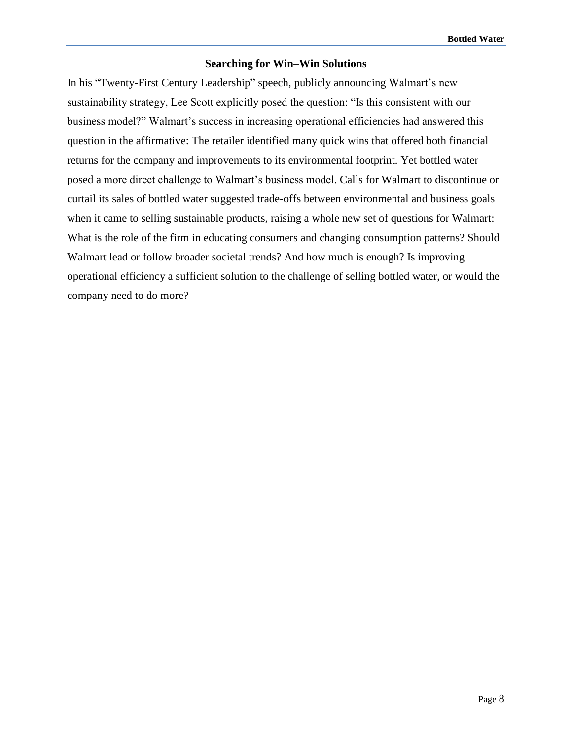## Searching for Win–Win Solutions

In his "Twenty-First Century Leadership" speech, publicly announcing Walmart's new sustainability strategy, Lee Scott explicitly posed the question: "Is this consistent with our business model?" Walmart's success in increasing operational efficiencies had answered this question in the affirmative: The retailer identified many quick wins that offered both financial returns for the company and improvements to its environmental footprint. Yet bottled water posed a more direct challenge to Walmart's business model. Calls for Walmart to discontinue or curtail its sales of bottled water suggested trade-offs between environmental and business goals when it came to selling sustainable products, raising a whole new set of questions for Walmart: What is the role of the firm in educating consumers and changing consumption patterns? Should Walmart lead or follow broader societal trends? And how much is enough? Is improving operational efficiency a sufficient solution to the challenge of selling bottled water, or would the company need to do more?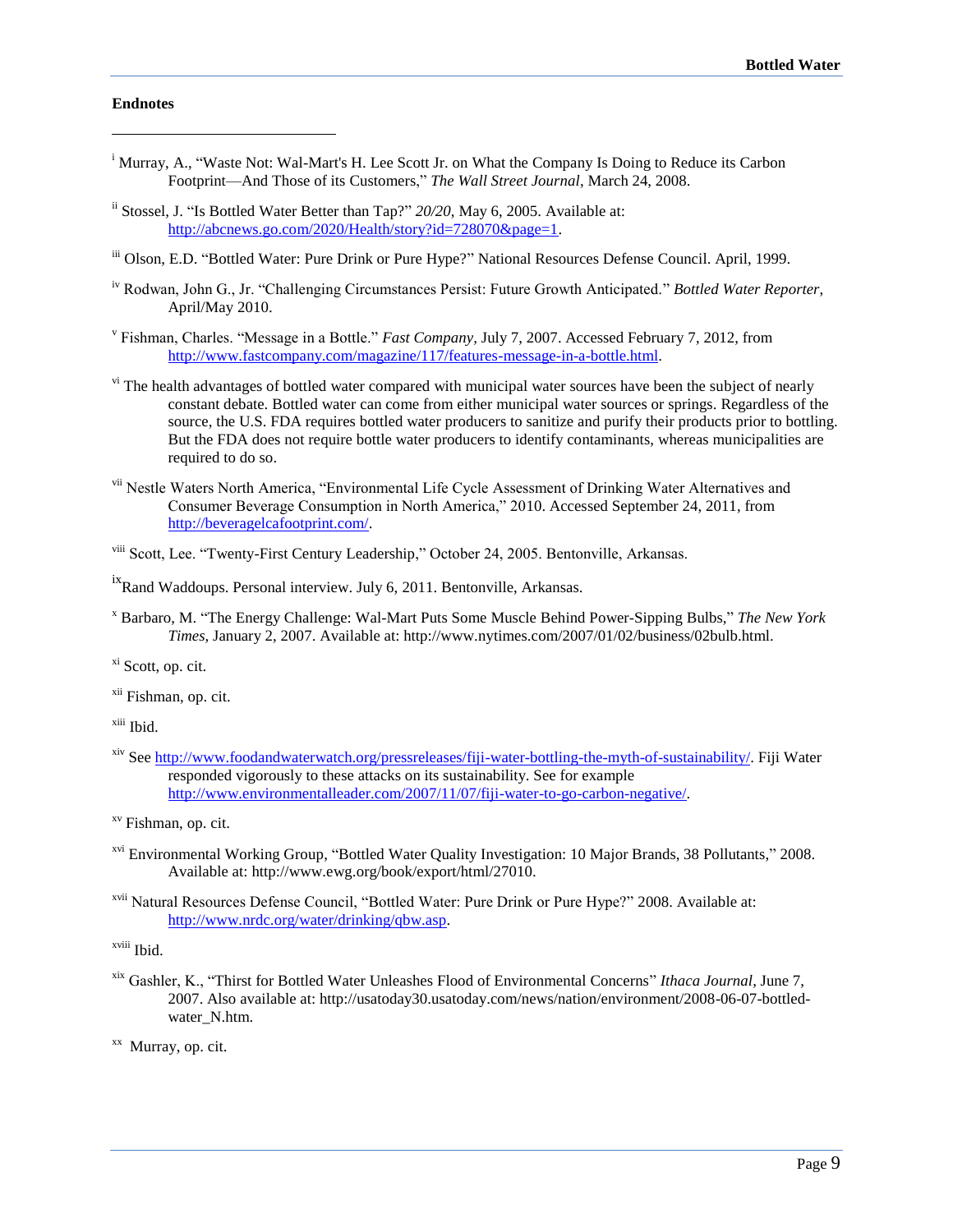**Endnotes**

[i] Murray, A., "Waste Not: Wal-Mart's H. Lee Scott Jr. on What the Company Is Doing to Reduce its Carbon Footprint—And Those of its Customers," *The Wall Street Journal*, March 24, 2008.

[ii] Stossel, J. "Is Bottled Water Better than Tap?" *20/20*, May 6, 2005. Available at: http://abcnews.go.com/2020/Health/story?id=728070&page=1.

[iii] Olson, E.D. "Bottled Water: Pure Drink or Pure Hype?" National Resources Defense Council. April, 1999.

[iv] Rodwan, John G., Jr. "Challenging Circumstances Persist: Future Growth Anticipated." *Bottled Water Reporter*, April/May 2010.

[v] Fishman, Charles. "Message in a Bottle." *Fast Company*, July 7, 2007. Accessed February 7, 2012, from http://www.fastcompany.com/magazine/117/features-message-in-a-bottle.html.

[vi] The health advantages of bottled water compared with municipal water sources have been the subject of nearly constant debate. Bottled water can come from either municipal water sources or springs. Regardless of the source, the U.S. FDA requires bottled water producers to sanitize and purify their products prior to bottling. But the FDA does not require bottle water producers to identify contaminants, whereas municipalities are required to do so.

[vii] Nestle Waters North America, "Environmental Life Cycle Assessment of Drinking Water Alternatives and Consumer Beverage Consumption in North America," 2010. Accessed September 24, 2011, from http://beveragelcafootprint.com/.

[viii] Scott, Lee. "Twenty-First Century Leadership," October 24, 2005. Bentonville, Arkansas.

[ix] Rand Waddoups. Personal interview. July 6, 2011. Bentonville, Arkansas.

[x] Barbaro, M. "The Energy Challenge: Wal-Mart Puts Some Muscle Behind Power-Sipping Bulbs," *The New York Times*, January 2, 2007. Available at: http://www.nytimes.com/2007/01/02/business/02bulb.html.

[xi] Scott, op. cit.

[xii] Fishman, op. cit.

[xiii] Ibid.

[xiv] See http://www.foodandwaterwatch.org/pressreleases/fiji-water-bottling-the-myth-of-sustainability/. Fiji Water responded vigorously to these attacks on its sustainability. See for example http://www.environmentalleader.com/2007/11/07/fiji-water-to-go-carbon-negative/.

[xv] Fishman, op. cit.

[xvi] Environmental Working Group, "Bottled Water Quality Investigation: 10 Major Brands, 38 Pollutants," 2008. Available at: http://www.ewg.org/book/export/html/27010.

[xvii] Natural Resources Defense Council, "Bottled Water: Pure Drink or Pure Hype?" 2008. Available at: http://www.nrdc.org/water/drinking/qbw.asp.

[xviii] Ibid.

[xix] Gashler, K., "Thirst for Bottled Water Unleashes Flood of Environmental Concerns" *Ithaca Journal*, June 7, 2007. Also available at: http://usatoday30.usatoday.com/news/nation/environment/2008-06-07-bottled-water_N.htm.

[xx] Murray, op. cit.